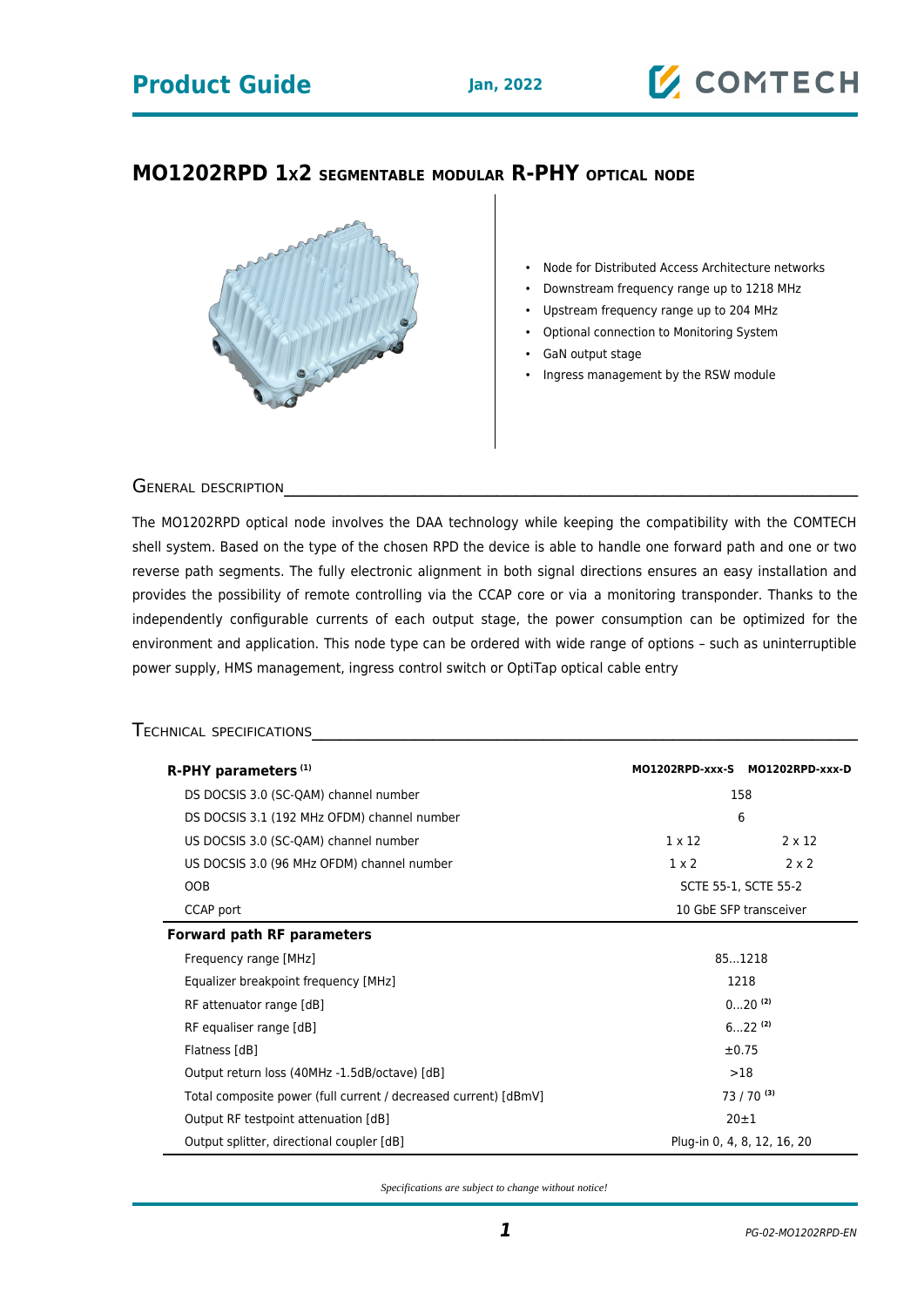# MO1202RPD 1x2 SEGMENTABLE MODULAR R-PHY OPTICAL NODE

- Node for Distributed Access Architecture networks
- Downstream frequency range up to 1218 MHz
- Upstream frequency range up to 204 MHz
- Optional connection to Monitoring System
- GaN output stage
- Ingress management by the RSW module

## GENERAL DESCRIPTION

The MO1202RPD optical node involves the DAA technology while keeping the compatibility with the COMTECH shell system. Based on the type of the chosen RPD the device is able to handle one forward path and one or two reverse path segments. The fully electronic alignment in both signal directions ensures an easy installation and provides the possibility of remote controlling via the CCAP core or via a monitoring transponder. Thanks to the independently configurable currents of each output stage, the power consumption can be optimized for the environment and application. This node type can be ordered with wide range of options – such as uninterruptible power supply, HMS management, ingress control switch or OptiTap optical cable entry

## TECHNICAL SPECIFICATIONS

| **R-PHY parameters** [(1)] | **MO1202RPD-xxx-S** | **MO1202RPD-xxx-D** |
|---|---|---|
| DS DOCSIS 3.0 (SC-QAM) channel number | 158 | |
| DS DOCSIS 3.1 (192 MHz OFDM) channel number | 6 | |
| US DOCSIS 3.0 (SC-QAM) channel number | 1 x 12 | 2 x 12 |
| US DOCSIS 3.0 (96 MHz OFDM) channel number | 1 x 2 | 2 x 2 |
| OOB | SCTE 55-1, SCTE 55-2 | |
| CCAP port | 10 GbE SFP transceiver | |
| **Forward path RF parameters** | | |
| Frequency range [MHz] | 85...1218 | |
| Equalizer breakpoint frequency [MHz] | 1218 | |
| RF attenuator range [dB] | 0...20 [(2)] | |
| RF equaliser range [dB] | 6...22 [(2)] | |
| Flatness [dB] | ±0.75 | |
| Output return loss (40MHz -1.5dB/octave) [dB] | >18 | |
| Total composite power (full current / decreased current) [dBmV] | 73 / 70 [(3)] | |
| Output RF testpoint attenuation [dB] | 20±1 | |
| Output splitter, directional coupler [dB] | Plug-in 0, 4, 8, 12, 16, 20 | |

*Specifications are subject to change without notice!*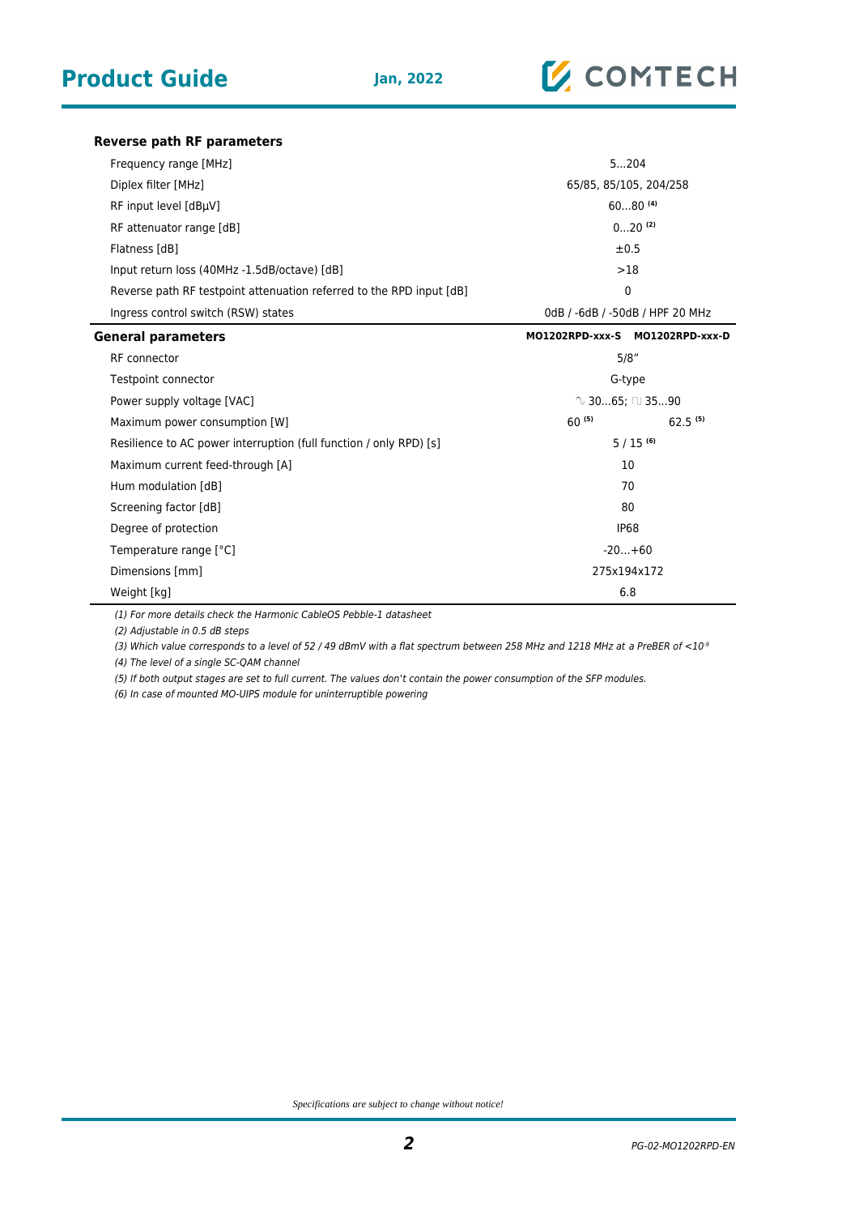| Reverse path RF parameters | | |
|---|---|---|
| Frequency range [MHz] | 5…204 | |
| Diplex filter [MHz] | 65/85, 85/105, 204/258 | |
| RF input level [dBµV] | 60…80 [(4)] | |
| RF attenuator range [dB] | 0…20 [(2)] | |
| Flatness [dB] | ±0.5 | |
| Input return loss (40MHz -1.5dB/octave) [dB] | >18 | |
| Reverse path RF testpoint attenuation referred to the RPD input [dB] | 0 | |
| Ingress control switch (RSW) states | 0dB / -6dB / -50dB / HPF 20 MHz | |

| General parameters | MO1202RPD-xxx-S | MO1202RPD-xxx-D |
|---|---|---|
| RF connector | 5/8" | |
| Testpoint connector | G-type | |
| Power supply voltage [VAC] | ∿ 30…65; ⊓⊔ 35…90 | |
| Maximum power consumption [W] | 60 [(5)] | 62.5 [(5)] |
| Resilience to AC power interruption (full function / only RPD) [s] | 5 / 15 [(6)] | |
| Maximum current feed-through [A] | 10 | |
| Hum modulation [dB] | 70 | |
| Screening factor [dB] | 80 | |
| Degree of protection | IP68 | |
| Temperature range [°C] | -20…+60 | |
| Dimensions [mm] | 275x194x172 | |
| Weight [kg] | 6.8 | |

*(1) For more details check the Harmonic CableOS Pebble-1 datasheet*

*(2) Adjustable in 0.5 dB steps*

*(3) Which value corresponds to a level of 52 / 49 dBmV with a flat spectrum between 258 MHz and 1218 MHz at a PreBER of <$10^{-9}$*

*(4) The level of a single SC-QAM channel*

*(5) If both output stages are set to full current. The values don't contain the power consumption of the SFP modules.*

*(6) In case of mounted MO-UIPS module for uninterruptible powering*

*Specifications are subject to change without notice!*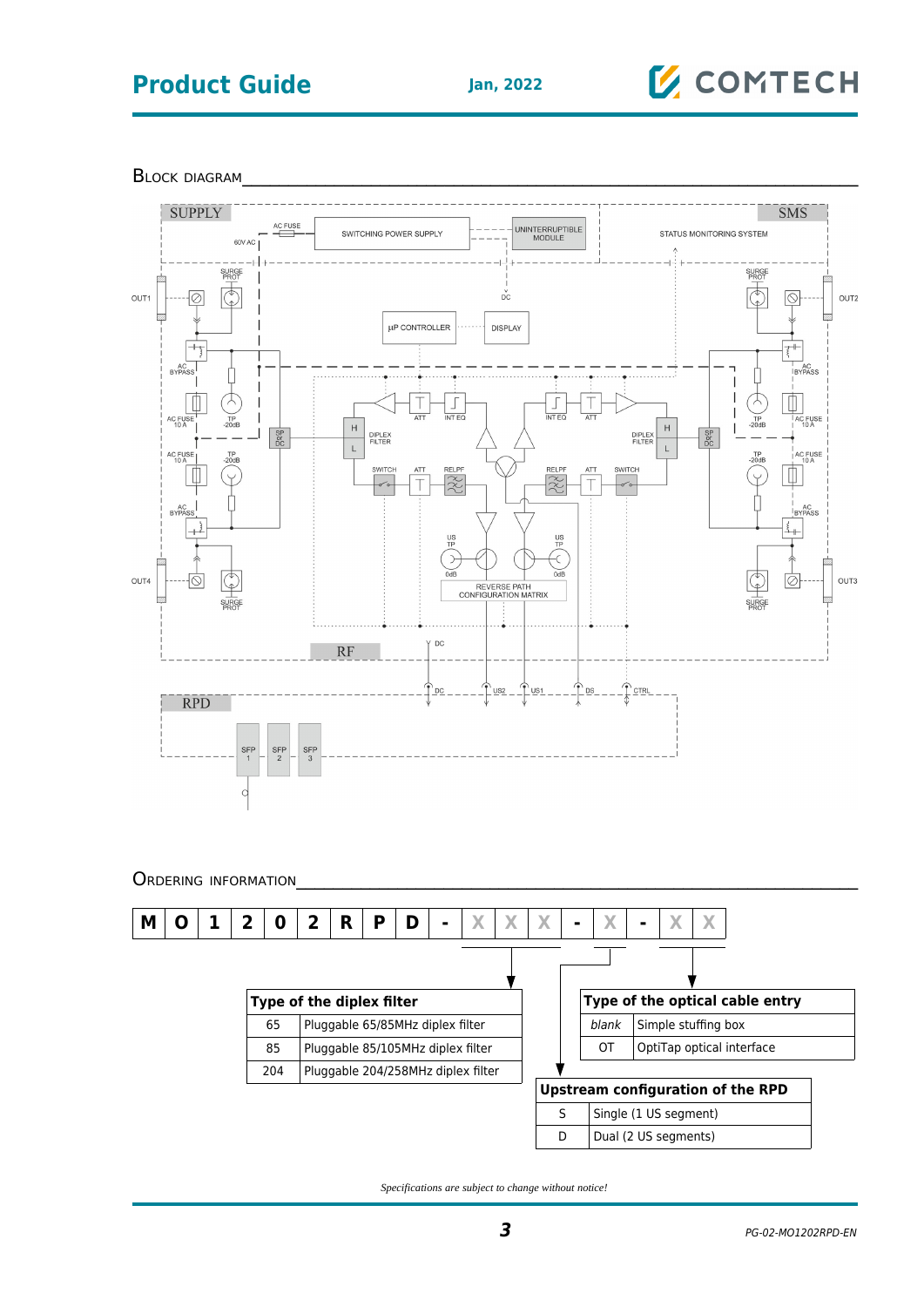## Block diagram

SUPPLY

AC FUSE

60V AC

SWITCHING POWER SUPPLY

UNINTERRUPTIBLE MODULE

SMS

STATUS MONITORING SYSTEM

DC

µP CONTROLLER

DISPLAY

OUT1 OUT2 OUT3 OUT4

SURGE PROT

AC BYPASS

AC FUSE 10 A

TP -20dB

SP or DC

H L

DIPLEX FILTER

ATT INT EQ

SWITCH ATT RELPF

US TP

0dB

REVERSE PATH CONFIGURATION MATRIX

RF

DC

RPD

DC US2 US1 DS CTRL

SFP 1 SFP 2 SFP 3

## Ordering information

| M | O | 1 | 2 | 0 | 2 | R | P | D | - | X | X | X | - | X | - | X | X |
|---|---|---|---|---|---|---|---|---|---|---|---|---|---|---|---|---|---|

**Type of the diplex filter**

| | |
|---|---|
| 65 | Pluggable 65/85MHz diplex filter |
| 85 | Pluggable 85/105MHz diplex filter |
| 204 | Pluggable 204/258MHz diplex filter |

**Upstream configuration of the RPD**

| | |
|---|---|
| S | Single (1 US segment) |
| D | Dual (2 US segments) |

**Type of the optical cable entry**

| | |
|---|---|
| *blank* | Simple stuffing box |
| OT | OptiTap optical interface |

*Specifications are subject to change without notice!*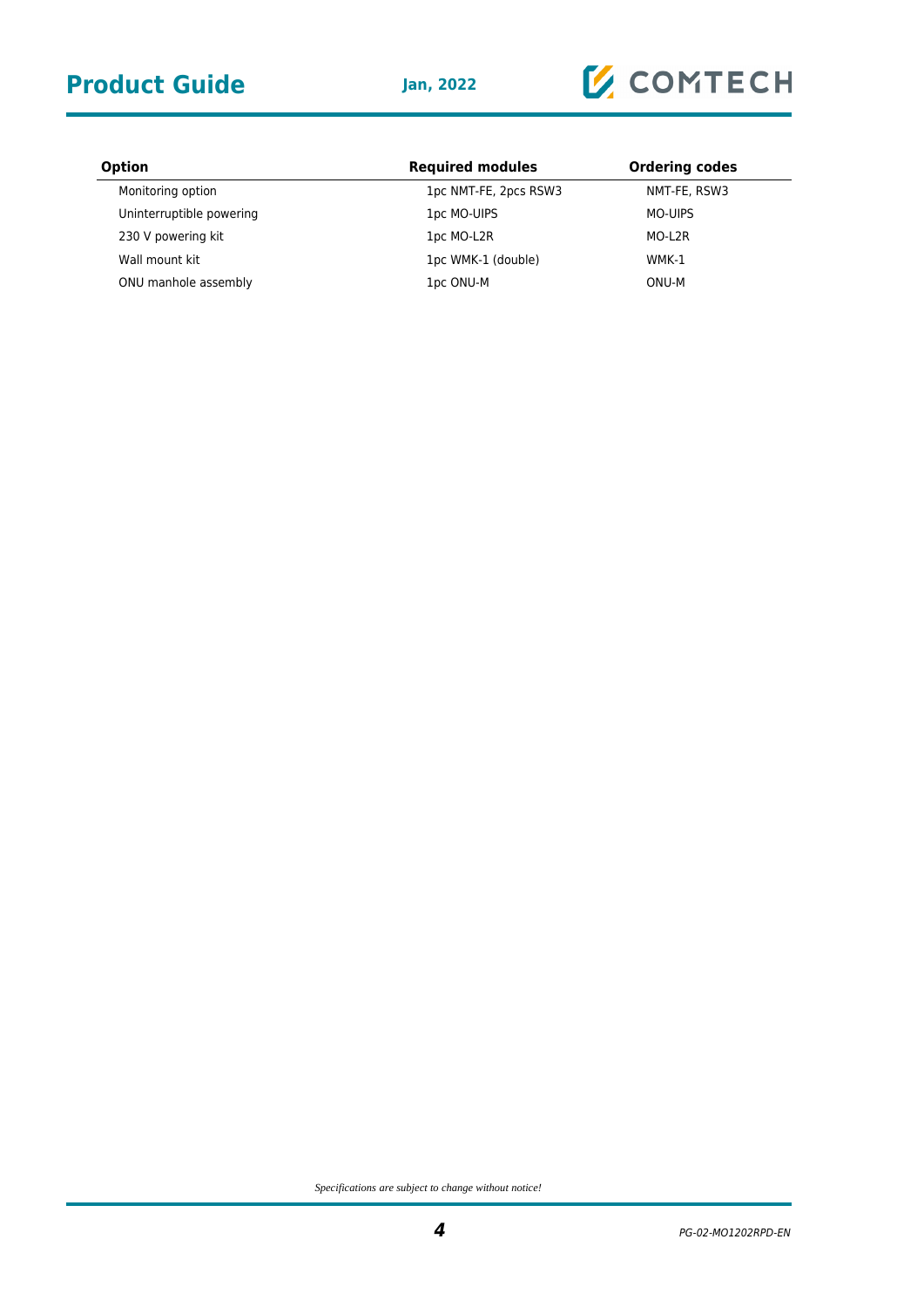| Option | Required modules | Ordering codes |
|---|---|---|
| Monitoring option | 1pc NMT-FE, 2pcs RSW3 | NMT-FE, RSW3 |
| Uninterruptible powering | 1pc MO-UIPS | MO-UIPS |
| 230 V powering kit | 1pc MO-L2R | MO-L2R |
| Wall mount kit | 1pc WMK-1 (double) | WMK-1 |
| ONU manhole assembly | 1pc ONU-M | ONU-M |

*Specifications are subject to change without notice!*